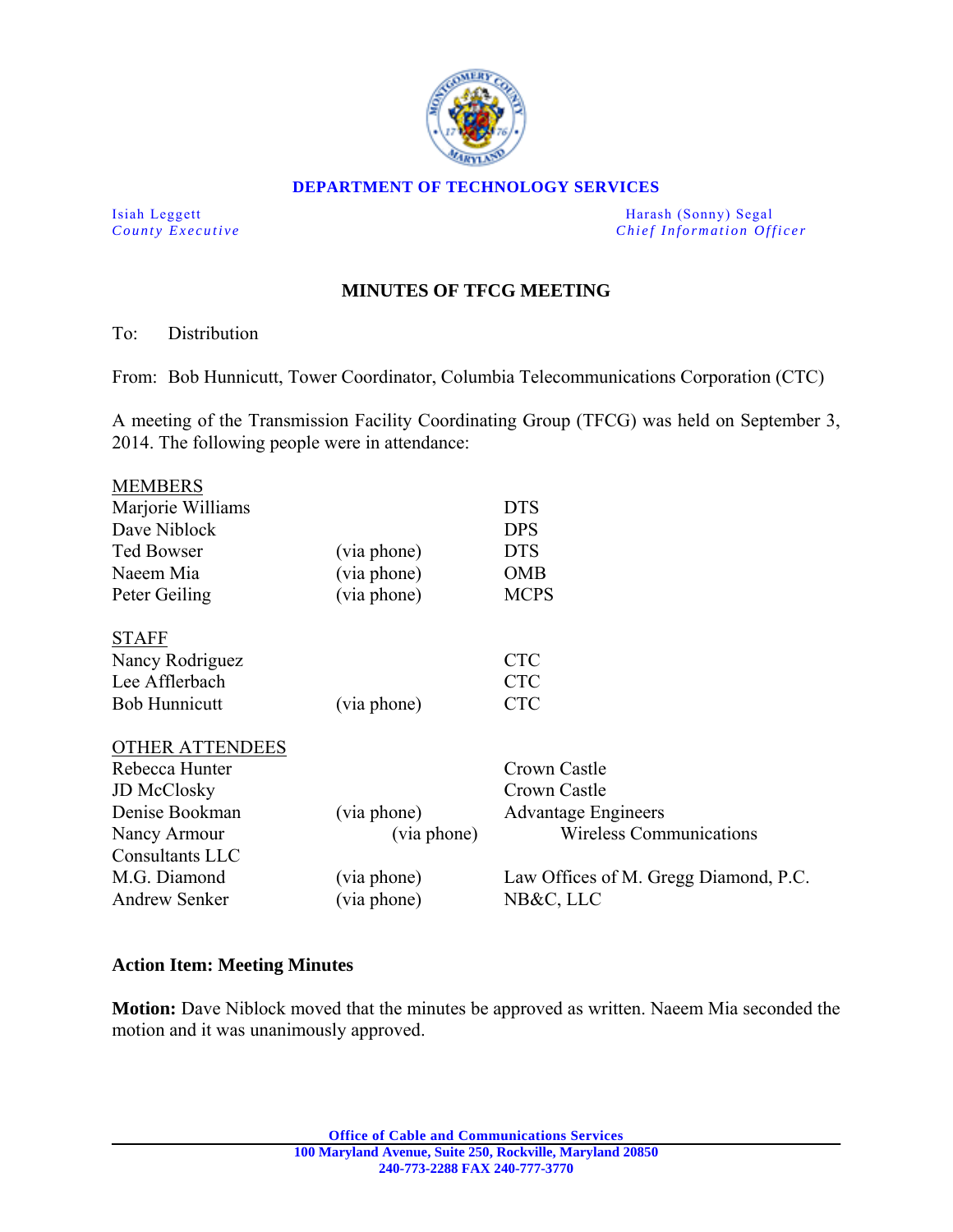**DEPARTMENT OF TECHNOLOGY SERVICES**

Isiah Leggett
*County Executive*

Harash (Sonny) Segal
*Chief Information Officer*

## MINUTES OF TFCG MEETING

To: Distribution

From: Bob Hunnicutt, Tower Coordinator, Columbia Telecommunications Corporation (CTC)

A meeting of the Transmission Facility Coordinating Group (TFCG) was held on September 3, 2014. The following people were in attendance:

| | | |
|---|---|---|
| **MEMBERS** | | |
| Marjorie Williams | | DTS |
| Dave Niblock | | DPS |
| Ted Bowser | (via phone) | DTS |
| Naeem Mia | (via phone) | OMB |
| Peter Geiling | (via phone) | MCPS |
| **STAFF** | | |
| Nancy Rodriguez | | CTC |
| Lee Afflerbach | | CTC |
| Bob Hunnicutt | (via phone) | CTC |
| **OTHER ATTENDEES** | | |
| Rebecca Hunter | | Crown Castle |
| JD McClosky | | Crown Castle |
| Denise Bookman | (via phone) | Advantage Engineers |
| Nancy Armour | (via phone) | Wireless Communications Consultants LLC |
| M.G. Diamond | (via phone) | Law Offices of M. Gregg Diamond, P.C. |
| Andrew Senker | (via phone) | NB&C, LLC |

**Action Item: Meeting Minutes**

**Motion:** Dave Niblock moved that the minutes be approved as written. Naeem Mia seconded the motion and it was unanimously approved.

**Office of Cable and Communications Services**
**100 Maryland Avenue, Suite 250, Rockville, Maryland 20850**
**240-773-2288 FAX 240-777-3770**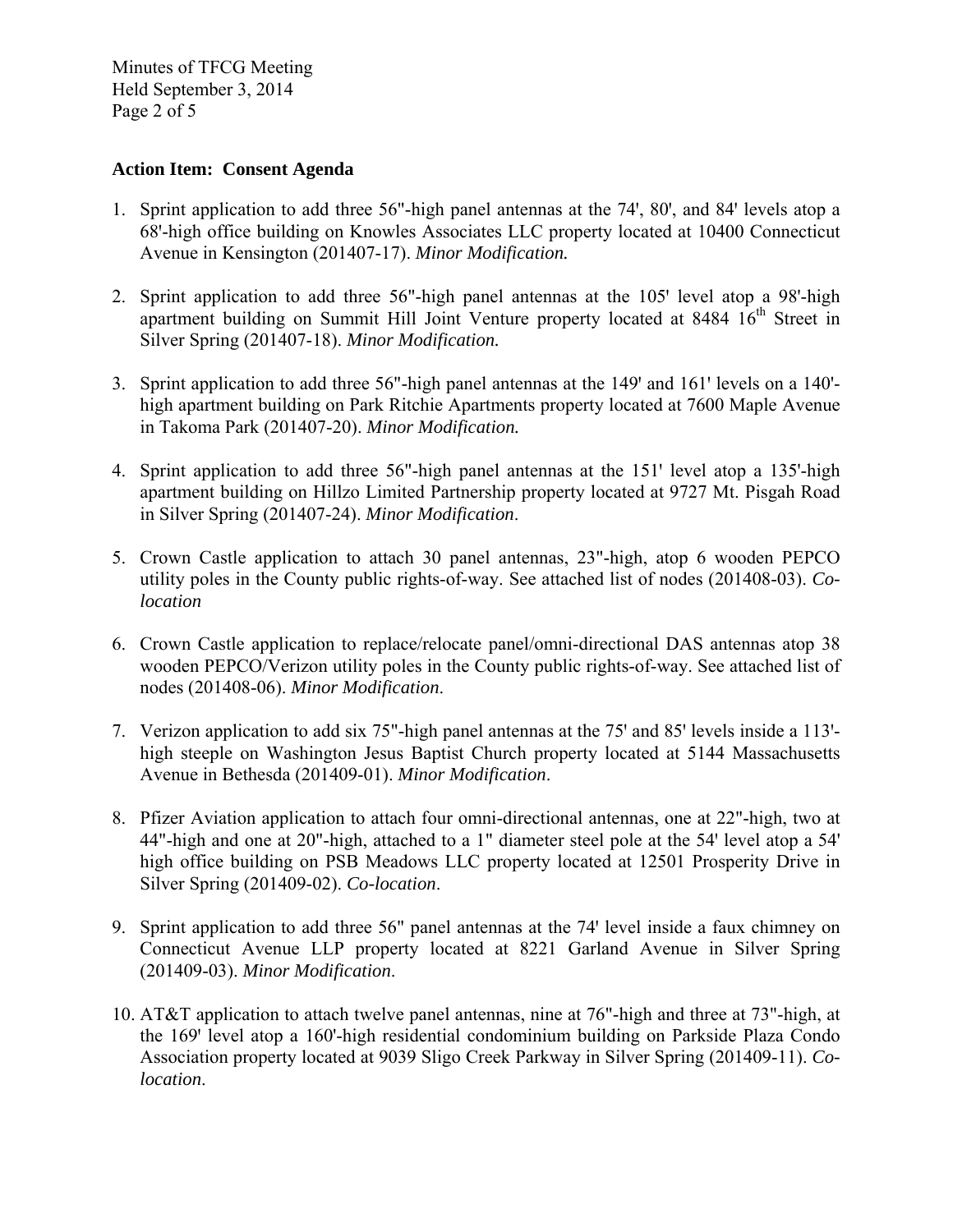**Action Item: Consent Agenda**

1. Sprint application to add three 56"-high panel antennas at the 74', 80', and 84' levels atop a 68'-high office building on Knowles Associates LLC property located at 10400 Connecticut Avenue in Kensington (201407-17). *Minor Modification.*

2. Sprint application to add three 56"-high panel antennas at the 105' level atop a 98'-high apartment building on Summit Hill Joint Venture property located at 8484 16th Street in Silver Spring (201407-18). *Minor Modification.*

3. Sprint application to add three 56"-high panel antennas at the 149' and 161' levels on a 140'-high apartment building on Park Ritchie Apartments property located at 7600 Maple Avenue in Takoma Park (201407-20). *Minor Modification.*

4. Sprint application to add three 56"-high panel antennas at the 151' level atop a 135'-high apartment building on Hillzo Limited Partnership property located at 9727 Mt. Pisgah Road in Silver Spring (201407-24). *Minor Modification*.

5. Crown Castle application to attach 30 panel antennas, 23"-high, atop 6 wooden PEPCO utility poles in the County public rights-of-way. See attached list of nodes (201408-03). *Co-location*

6. Crown Castle application to replace/relocate panel/omni-directional DAS antennas atop 38 wooden PEPCO/Verizon utility poles in the County public rights-of-way. See attached list of nodes (201408-06). *Minor Modification*.

7. Verizon application to add six 75"-high panel antennas at the 75' and 85' levels inside a 113'-high steeple on Washington Jesus Baptist Church property located at 5144 Massachusetts Avenue in Bethesda (201409-01). *Minor Modification*.

8. Pfizer Aviation application to attach four omni-directional antennas, one at 22"-high, two at 44"-high and one at 20"-high, attached to a 1" diameter steel pole at the 54' level atop a 54' high office building on PSB Meadows LLC property located at 12501 Prosperity Drive in Silver Spring (201409-02). *Co-location*.

9. Sprint application to add three 56" panel antennas at the 74' level inside a faux chimney on Connecticut Avenue LLP property located at 8221 Garland Avenue in Silver Spring (201409-03). *Minor Modification*.

10. AT&T application to attach twelve panel antennas, nine at 76"-high and three at 73"-high, at the 169' level atop a 160'-high residential condominium building on Parkside Plaza Condo Association property located at 9039 Sligo Creek Parkway in Silver Spring (201409-11). *Co-location*.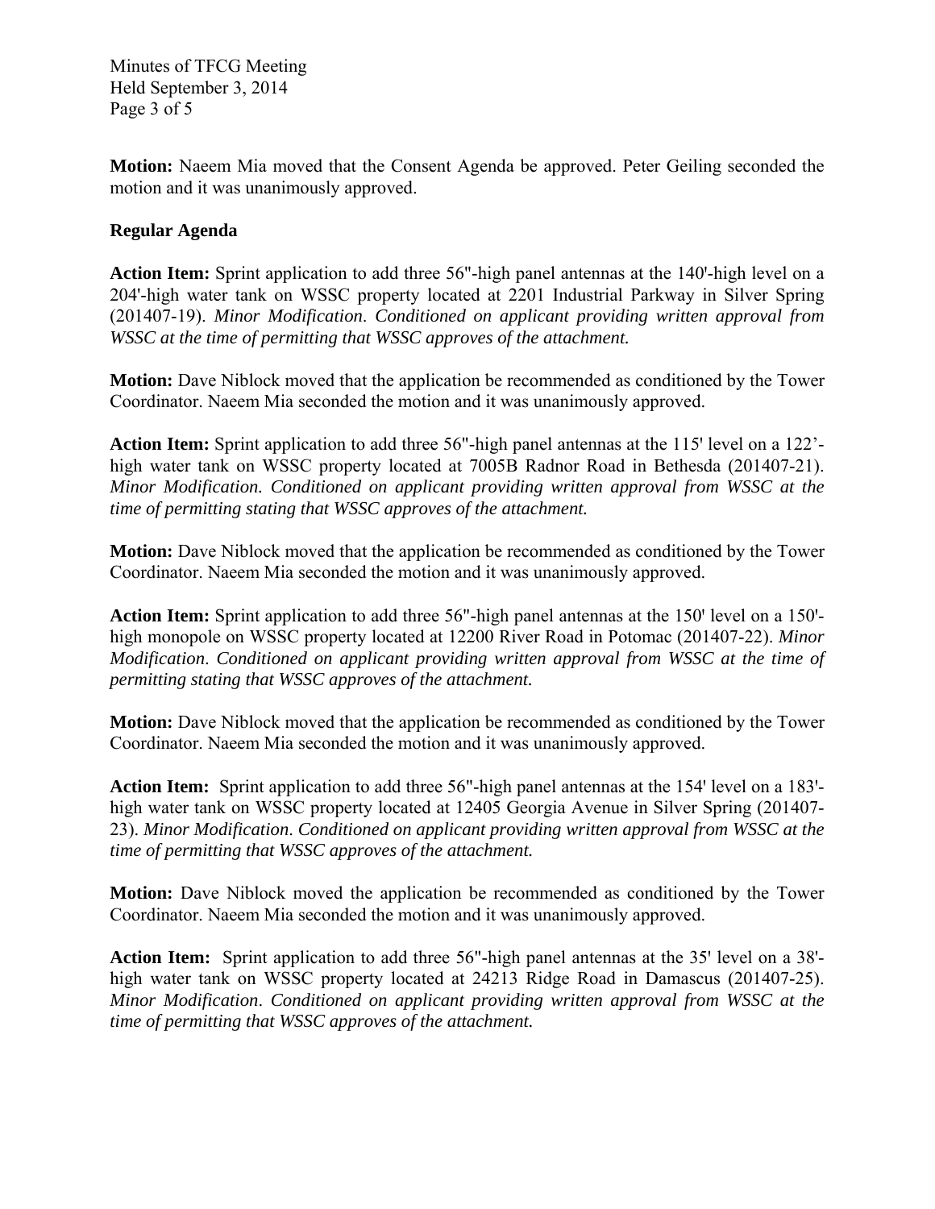**Motion:** Naeem Mia moved that the Consent Agenda be approved. Peter Geiling seconded the motion and it was unanimously approved.

**Regular Agenda**

**Action Item:** Sprint application to add three 56"-high panel antennas at the 140'-high level on a 204'-high water tank on WSSC property located at 2201 Industrial Parkway in Silver Spring (201407-19). *Minor Modification. Conditioned on applicant providing written approval from WSSC at the time of permitting that WSSC approves of the attachment.*

**Motion:** Dave Niblock moved that the application be recommended as conditioned by the Tower Coordinator. Naeem Mia seconded the motion and it was unanimously approved.

**Action Item:** Sprint application to add three 56"-high panel antennas at the 115' level on a 122'-high water tank on WSSC property located at 7005B Radnor Road in Bethesda (201407-21). *Minor Modification. Conditioned on applicant providing written approval from WSSC at the time of permitting stating that WSSC approves of the attachment.*

**Motion:** Dave Niblock moved that the application be recommended as conditioned by the Tower Coordinator. Naeem Mia seconded the motion and it was unanimously approved.

**Action Item:** Sprint application to add three 56"-high panel antennas at the 150' level on a 150'-high monopole on WSSC property located at 12200 River Road in Potomac (201407-22). *Minor Modification. Conditioned on applicant providing written approval from WSSC at the time of permitting stating that WSSC approves of the attachment.*

**Motion:** Dave Niblock moved that the application be recommended as conditioned by the Tower Coordinator. Naeem Mia seconded the motion and it was unanimously approved.

**Action Item:** Sprint application to add three 56"-high panel antennas at the 154' level on a 183'-high water tank on WSSC property located at 12405 Georgia Avenue in Silver Spring (201407-23). *Minor Modification. Conditioned on applicant providing written approval from WSSC at the time of permitting that WSSC approves of the attachment.*

**Motion:** Dave Niblock moved the application be recommended as conditioned by the Tower Coordinator. Naeem Mia seconded the motion and it was unanimously approved.

**Action Item:** Sprint application to add three 56"-high panel antennas at the 35' level on a 38'-high water tank on WSSC property located at 24213 Ridge Road in Damascus (201407-25). *Minor Modification. Conditioned on applicant providing written approval from WSSC at the time of permitting that WSSC approves of the attachment.*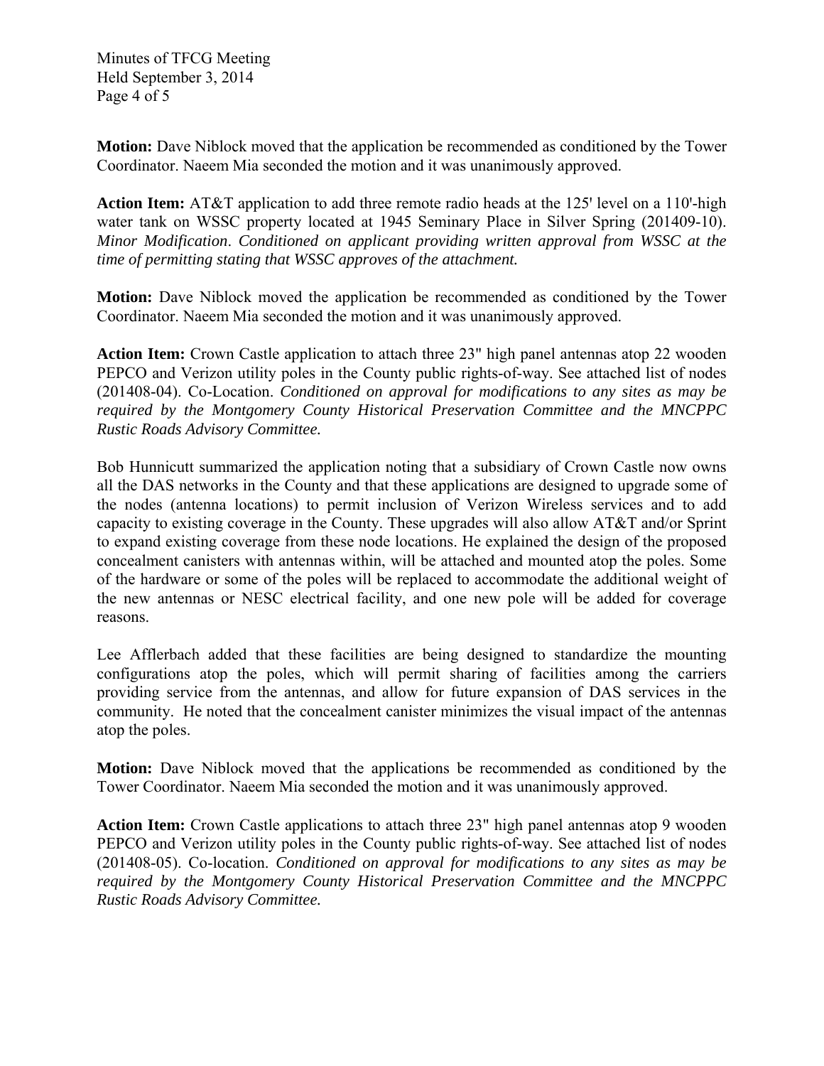**Motion:** Dave Niblock moved that the application be recommended as conditioned by the Tower Coordinator. Naeem Mia seconded the motion and it was unanimously approved.

**Action Item:** AT&T application to add three remote radio heads at the 125' level on a 110'-high water tank on WSSC property located at 1945 Seminary Place in Silver Spring (201409-10). *Minor Modification*. *Conditioned on applicant providing written approval from WSSC at the time of permitting stating that WSSC approves of the attachment.*

**Motion:** Dave Niblock moved the application be recommended as conditioned by the Tower Coordinator. Naeem Mia seconded the motion and it was unanimously approved.

**Action Item:** Crown Castle application to attach three 23" high panel antennas atop 22 wooden PEPCO and Verizon utility poles in the County public rights-of-way. See attached list of nodes (201408-04). Co-Location. *Conditioned on approval for modifications to any sites as may be required by the Montgomery County Historical Preservation Committee and the MNCPPC Rustic Roads Advisory Committee.*

Bob Hunnicutt summarized the application noting that a subsidiary of Crown Castle now owns all the DAS networks in the County and that these applications are designed to upgrade some of the nodes (antenna locations) to permit inclusion of Verizon Wireless services and to add capacity to existing coverage in the County. These upgrades will also allow AT&T and/or Sprint to expand existing coverage from these node locations. He explained the design of the proposed concealment canisters with antennas within, will be attached and mounted atop the poles. Some of the hardware or some of the poles will be replaced to accommodate the additional weight of the new antennas or NESC electrical facility, and one new pole will be added for coverage reasons.

Lee Afflerbach added that these facilities are being designed to standardize the mounting configurations atop the poles, which will permit sharing of facilities among the carriers providing service from the antennas, and allow for future expansion of DAS services in the community. He noted that the concealment canister minimizes the visual impact of the antennas atop the poles.

**Motion:** Dave Niblock moved that the applications be recommended as conditioned by the Tower Coordinator. Naeem Mia seconded the motion and it was unanimously approved.

**Action Item:** Crown Castle applications to attach three 23" high panel antennas atop 9 wooden PEPCO and Verizon utility poles in the County public rights-of-way. See attached list of nodes (201408-05). Co-location. *Conditioned on approval for modifications to any sites as may be required by the Montgomery County Historical Preservation Committee and the MNCPPC Rustic Roads Advisory Committee.*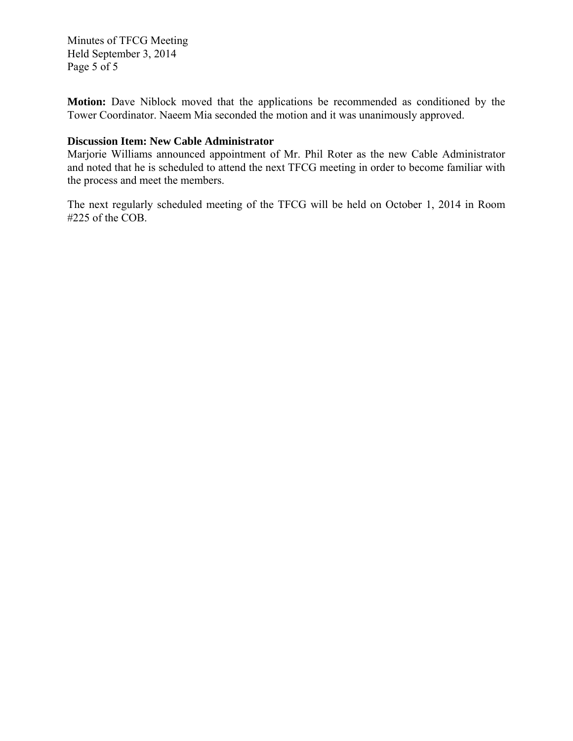**Motion:** Dave Niblock moved that the applications be recommended as conditioned by the Tower Coordinator. Naeem Mia seconded the motion and it was unanimously approved.

**Discussion Item: New Cable Administrator**

Marjorie Williams announced appointment of Mr. Phil Roter as the new Cable Administrator and noted that he is scheduled to attend the next TFCG meeting in order to become familiar with the process and meet the members.

The next regularly scheduled meeting of the TFCG will be held on October 1, 2014 in Room #225 of the COB.